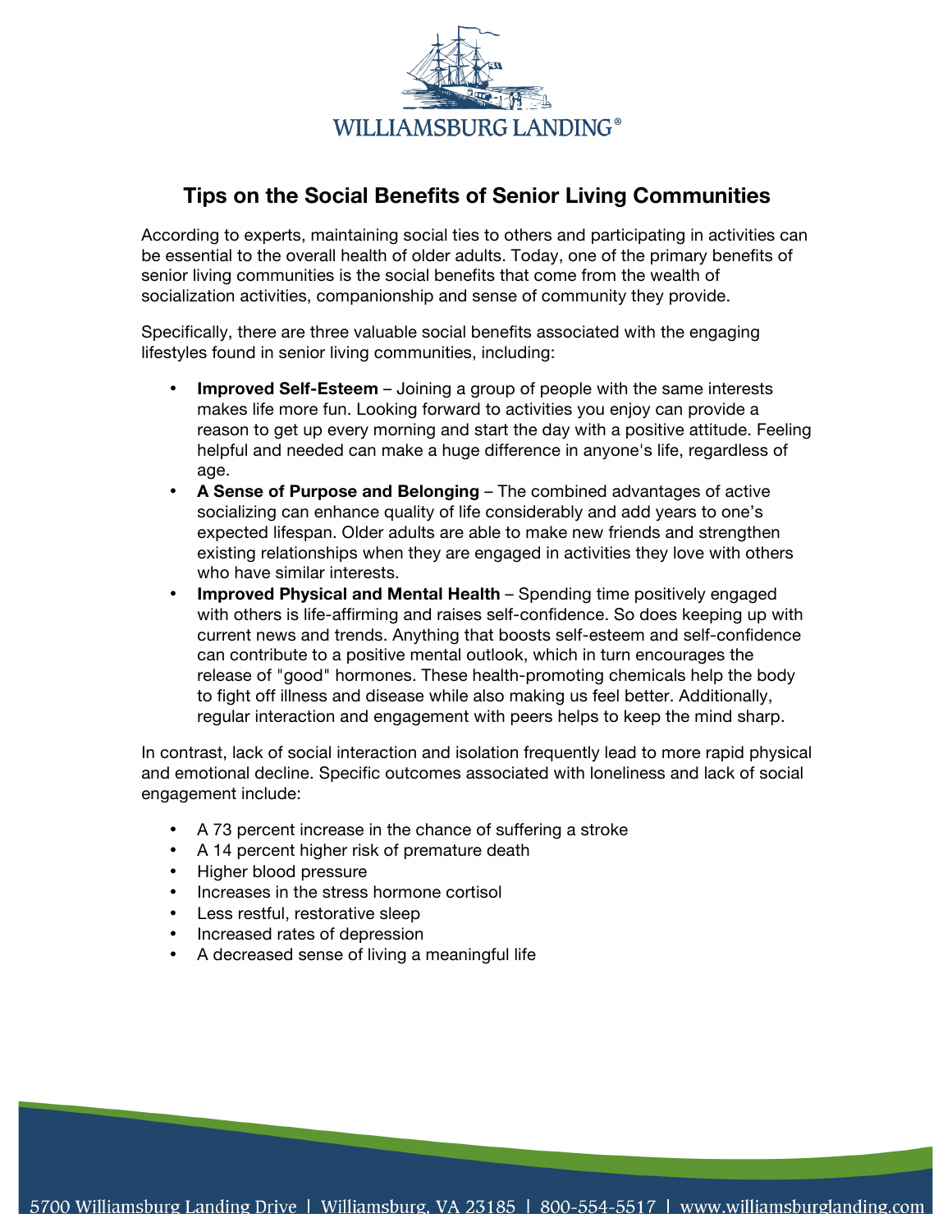WILLIAMSBURG LANDING®

# Tips on the Social Benefits of Senior Living Communities

According to experts, maintaining social ties to others and participating in activities can be essential to the overall health of older adults. Today, one of the primary benefits of senior living communities is the social benefits that come from the wealth of socialization activities, companionship and sense of community they provide.

Specifically, there are three valuable social benefits associated with the engaging lifestyles found in senior living communities, including:

- **Improved Self-Esteem** – Joining a group of people with the same interests makes life more fun. Looking forward to activities you enjoy can provide a reason to get up every morning and start the day with a positive attitude. Feeling helpful and needed can make a huge difference in anyone's life, regardless of age.
- **A Sense of Purpose and Belonging** – The combined advantages of active socializing can enhance quality of life considerably and add years to one's expected lifespan. Older adults are able to make new friends and strengthen existing relationships when they are engaged in activities they love with others who have similar interests.
- **Improved Physical and Mental Health** – Spending time positively engaged with others is life-affirming and raises self-confidence. So does keeping up with current news and trends. Anything that boosts self-esteem and self-confidence can contribute to a positive mental outlook, which in turn encourages the release of "good" hormones. These health-promoting chemicals help the body to fight off illness and disease while also making us feel better. Additionally, regular interaction and engagement with peers helps to keep the mind sharp.

In contrast, lack of social interaction and isolation frequently lead to more rapid physical and emotional decline. Specific outcomes associated with loneliness and lack of social engagement include:

- A 73 percent increase in the chance of suffering a stroke
- A 14 percent higher risk of premature death
- Higher blood pressure
- Increases in the stress hormone cortisol
- Less restful, restorative sleep
- Increased rates of depression
- A decreased sense of living a meaningful life

5700 Williamsburg Landing Drive | Williamsburg, VA 23185 | 800-554-5517 | www.williamsburglanding.com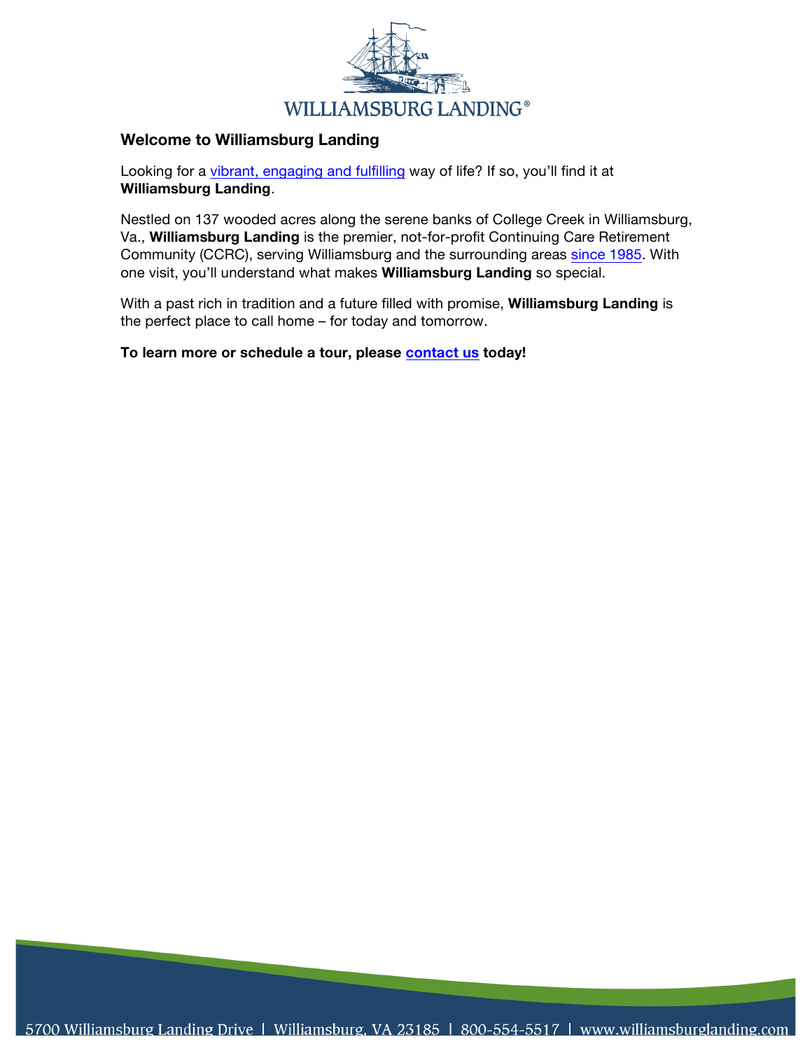WILLIAMSBURG LANDING®

## Welcome to Williamsburg Landing

Looking for a vibrant, engaging and fulfilling way of life? If so, you'll find it at **Williamsburg Landing**.

Nestled on 137 wooded acres along the serene banks of College Creek in Williamsburg, Va., **Williamsburg Landing** is the premier, not-for-profit Continuing Care Retirement Community (CCRC), serving Williamsburg and the surrounding areas since 1985. With one visit, you'll understand what makes **Williamsburg Landing** so special.

With a past rich in tradition and a future filled with promise, **Williamsburg Landing** is the perfect place to call home – for today and tomorrow.

**To learn more or schedule a tour, please contact us today!**

5700 Williamsburg Landing Drive | Williamsburg, VA 23185 | 800-554-5517 | www.williamsburglanding.com